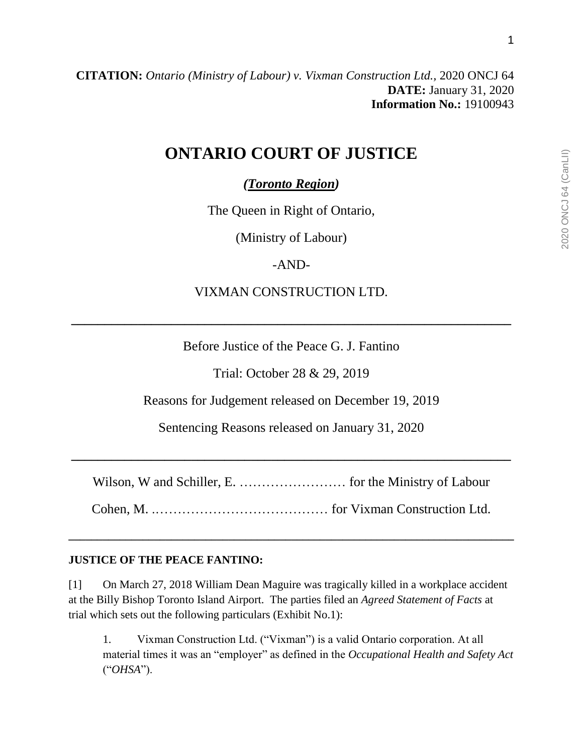**CITATION:** *Ontario (Ministry of Labour) v. Vixman Construction Ltd.,* 2020 ONCJ 64
**DATE:** January 31, 2020
**Information No.:** 19100943

# ONTARIO COURT OF JUSTICE

***(Toronto Region)***

The Queen in Right of Ontario,

(Ministry of Labour)

-AND-

VIXMAN CONSTRUCTION LTD.

---

Before Justice of the Peace G. J. Fantino

Trial: October 28 & 29, 2019

Reasons for Judgement released on December 19, 2019

Sentencing Reasons released on January 31, 2020

---

Wilson, W and Schiller, E. …………………… for the Ministry of Labour

Cohen, M. ..………………………………… for Vixman Construction Ltd.

---

**JUSTICE OF THE PEACE FANTINO:**

[1] On March 27, 2018 William Dean Maguire was tragically killed in a workplace accident at the Billy Bishop Toronto Island Airport. The parties filed an *Agreed Statement of Facts* at trial which sets out the following particulars (Exhibit No.1):

> 1. Vixman Construction Ltd. ("Vixman") is a valid Ontario corporation. At all material times it was an "employer" as defined in the *Occupational Health and Safety Act* ("*OHSA*").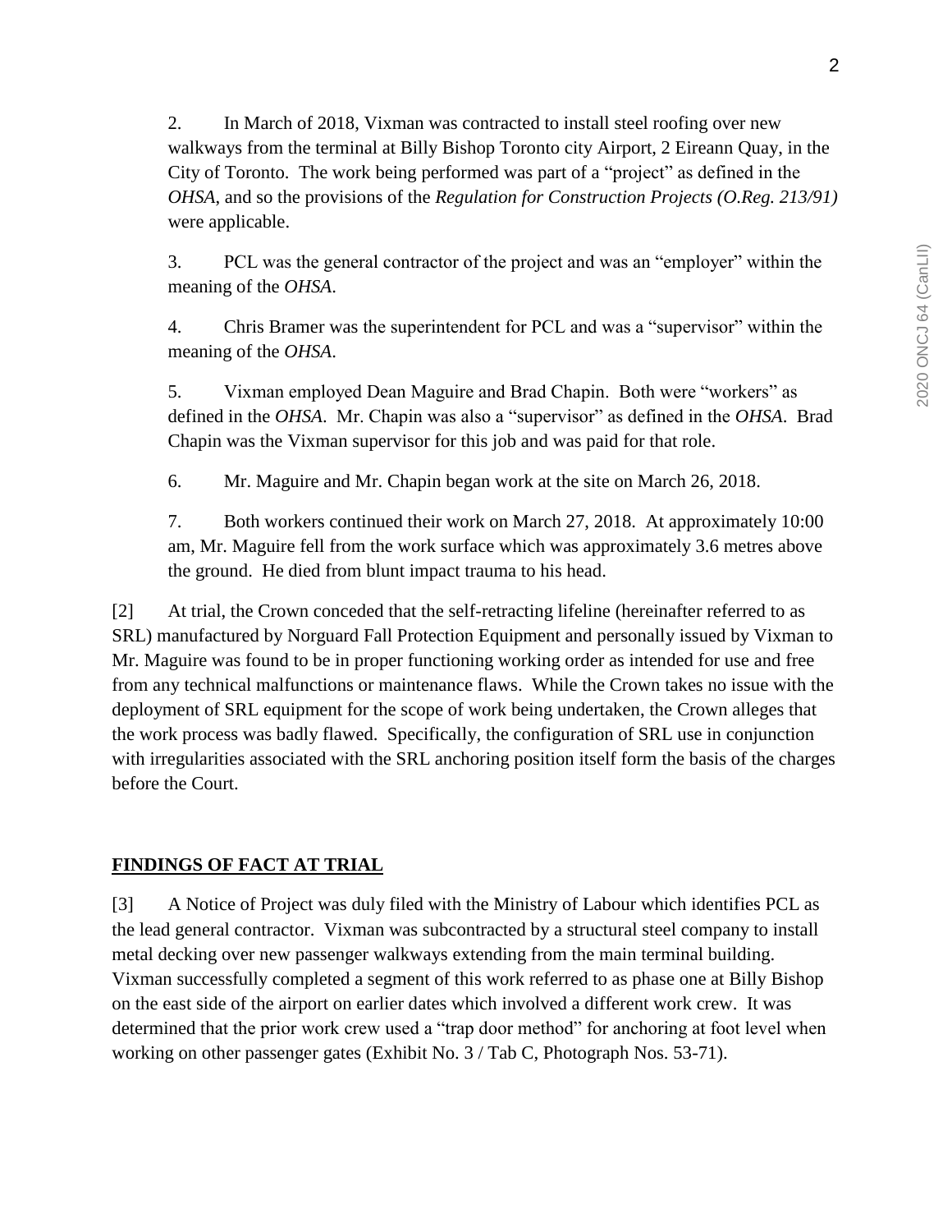2. In March of 2018, Vixman was contracted to install steel roofing over new walkways from the terminal at Billy Bishop Toronto city Airport, 2 Eireann Quay, in the City of Toronto. The work being performed was part of a "project" as defined in the *OHSA*, and so the provisions of the *Regulation for Construction Projects (O.Reg. 213/91)* were applicable.

3. PCL was the general contractor of the project and was an "employer" within the meaning of the *OHSA*.

4. Chris Bramer was the superintendent for PCL and was a "supervisor" within the meaning of the *OHSA*.

5. Vixman employed Dean Maguire and Brad Chapin. Both were "workers" as defined in the *OHSA*. Mr. Chapin was also a "supervisor" as defined in the *OHSA*. Brad Chapin was the Vixman supervisor for this job and was paid for that role.

6. Mr. Maguire and Mr. Chapin began work at the site on March 26, 2018.

7. Both workers continued their work on March 27, 2018. At approximately 10:00 am, Mr. Maguire fell from the work surface which was approximately 3.6 metres above the ground. He died from blunt impact trauma to his head.

[2] At trial, the Crown conceded that the self-retracting lifeline (hereinafter referred to as SRL) manufactured by Norguard Fall Protection Equipment and personally issued by Vixman to Mr. Maguire was found to be in proper functioning working order as intended for use and free from any technical malfunctions or maintenance flaws. While the Crown takes no issue with the deployment of SRL equipment for the scope of work being undertaken, the Crown alleges that the work process was badly flawed. Specifically, the configuration of SRL use in conjunction with irregularities associated with the SRL anchoring position itself form the basis of the charges before the Court.

## FINDINGS OF FACT AT TRIAL

[3] A Notice of Project was duly filed with the Ministry of Labour which identifies PCL as the lead general contractor. Vixman was subcontracted by a structural steel company to install metal decking over new passenger walkways extending from the main terminal building. Vixman successfully completed a segment of this work referred to as phase one at Billy Bishop on the east side of the airport on earlier dates which involved a different work crew. It was determined that the prior work crew used a "trap door method" for anchoring at foot level when working on other passenger gates (Exhibit No. 3 / Tab C, Photograph Nos. 53-71).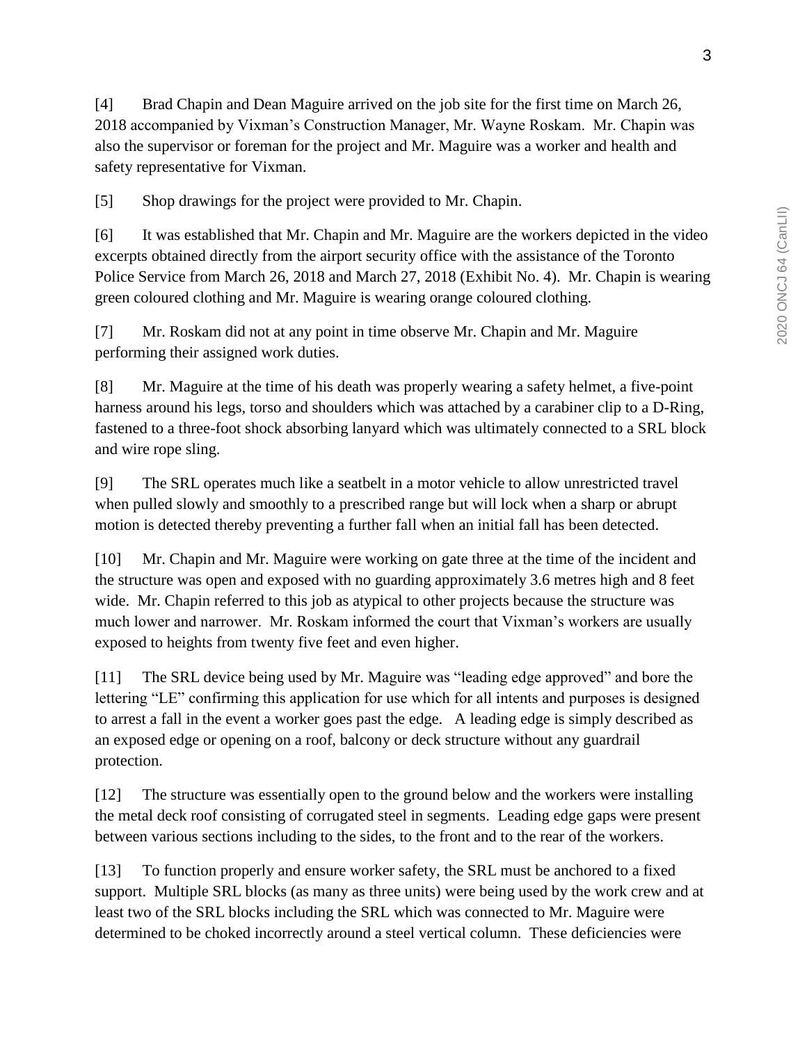[4] Brad Chapin and Dean Maguire arrived on the job site for the first time on March 26, 2018 accompanied by Vixman's Construction Manager, Mr. Wayne Roskam. Mr. Chapin was also the supervisor or foreman for the project and Mr. Maguire was a worker and health and safety representative for Vixman.

[5] Shop drawings for the project were provided to Mr. Chapin.

[6] It was established that Mr. Chapin and Mr. Maguire are the workers depicted in the video excerpts obtained directly from the airport security office with the assistance of the Toronto Police Service from March 26, 2018 and March 27, 2018 (Exhibit No. 4). Mr. Chapin is wearing green coloured clothing and Mr. Maguire is wearing orange coloured clothing.

[7] Mr. Roskam did not at any point in time observe Mr. Chapin and Mr. Maguire performing their assigned work duties.

[8] Mr. Maguire at the time of his death was properly wearing a safety helmet, a five-point harness around his legs, torso and shoulders which was attached by a carabiner clip to a D-Ring, fastened to a three-foot shock absorbing lanyard which was ultimately connected to a SRL block and wire rope sling.

[9] The SRL operates much like a seatbelt in a motor vehicle to allow unrestricted travel when pulled slowly and smoothly to a prescribed range but will lock when a sharp or abrupt motion is detected thereby preventing a further fall when an initial fall has been detected.

[10] Mr. Chapin and Mr. Maguire were working on gate three at the time of the incident and the structure was open and exposed with no guarding approximately 3.6 metres high and 8 feet wide. Mr. Chapin referred to this job as atypical to other projects because the structure was much lower and narrower. Mr. Roskam informed the court that Vixman's workers are usually exposed to heights from twenty five feet and even higher.

[11] The SRL device being used by Mr. Maguire was "leading edge approved" and bore the lettering "LE" confirming this application for use which for all intents and purposes is designed to arrest a fall in the event a worker goes past the edge. A leading edge is simply described as an exposed edge or opening on a roof, balcony or deck structure without any guardrail protection.

[12] The structure was essentially open to the ground below and the workers were installing the metal deck roof consisting of corrugated steel in segments. Leading edge gaps were present between various sections including to the sides, to the front and to the rear of the workers.

[13] To function properly and ensure worker safety, the SRL must be anchored to a fixed support. Multiple SRL blocks (as many as three units) were being used by the work crew and at least two of the SRL blocks including the SRL which was connected to Mr. Maguire were determined to be choked incorrectly around a steel vertical column. These deficiencies were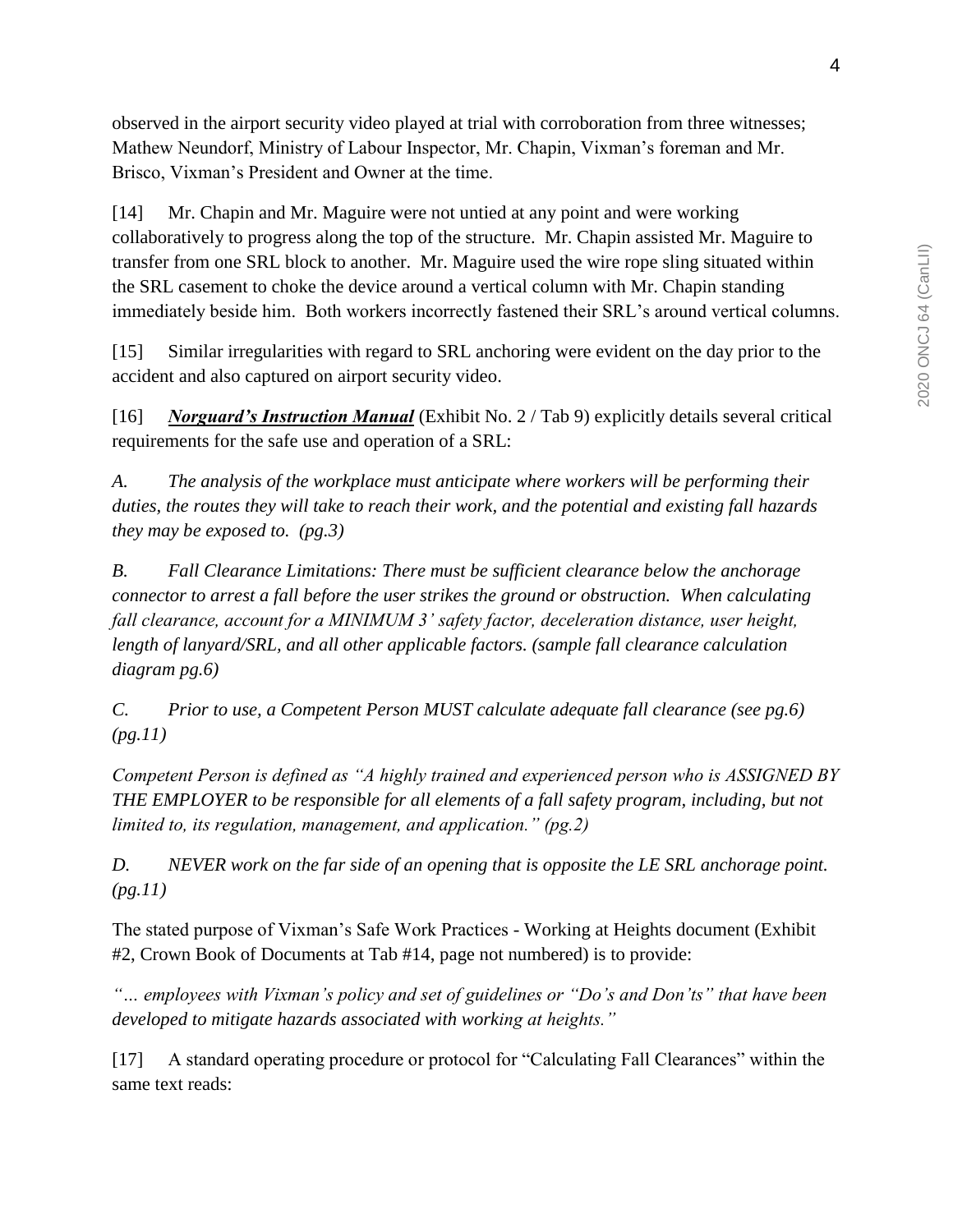observed in the airport security video played at trial with corroboration from three witnesses; Mathew Neundorf, Ministry of Labour Inspector, Mr. Chapin, Vixman's foreman and Mr. Brisco, Vixman's President and Owner at the time.

[14] Mr. Chapin and Mr. Maguire were not untied at any point and were working collaboratively to progress along the top of the structure. Mr. Chapin assisted Mr. Maguire to transfer from one SRL block to another. Mr. Maguire used the wire rope sling situated within the SRL casement to choke the device around a vertical column with Mr. Chapin standing immediately beside him. Both workers incorrectly fastened their SRL's around vertical columns.

[15] Similar irregularities with regard to SRL anchoring were evident on the day prior to the accident and also captured on airport security video.

[16] ***Norguard's Instruction Manual*** (Exhibit No. 2 / Tab 9) explicitly details several critical requirements for the safe use and operation of a SRL:

*A. The analysis of the workplace must anticipate where workers will be performing their duties, the routes they will take to reach their work, and the potential and existing fall hazards they may be exposed to. (pg.3)*

*B. Fall Clearance Limitations: There must be sufficient clearance below the anchorage connector to arrest a fall before the user strikes the ground or obstruction. When calculating fall clearance, account for a MINIMUM 3' safety factor, deceleration distance, user height, length of lanyard/SRL, and all other applicable factors. (sample fall clearance calculation diagram pg.6)*

*C. Prior to use, a Competent Person MUST calculate adequate fall clearance (see pg.6) (pg.11)*

*Competent Person is defined as "A highly trained and experienced person who is ASSIGNED BY THE EMPLOYER to be responsible for all elements of a fall safety program, including, but not limited to, its regulation, management, and application." (pg.2)*

*D. NEVER work on the far side of an opening that is opposite the LE SRL anchorage point. (pg.11)*

The stated purpose of Vixman's Safe Work Practices - Working at Heights document (Exhibit #2, Crown Book of Documents at Tab #14, page not numbered) is to provide:

*"… employees with Vixman's policy and set of guidelines or "Do's and Don'ts" that have been developed to mitigate hazards associated with working at heights."*

[17] A standard operating procedure or protocol for "Calculating Fall Clearances" within the same text reads: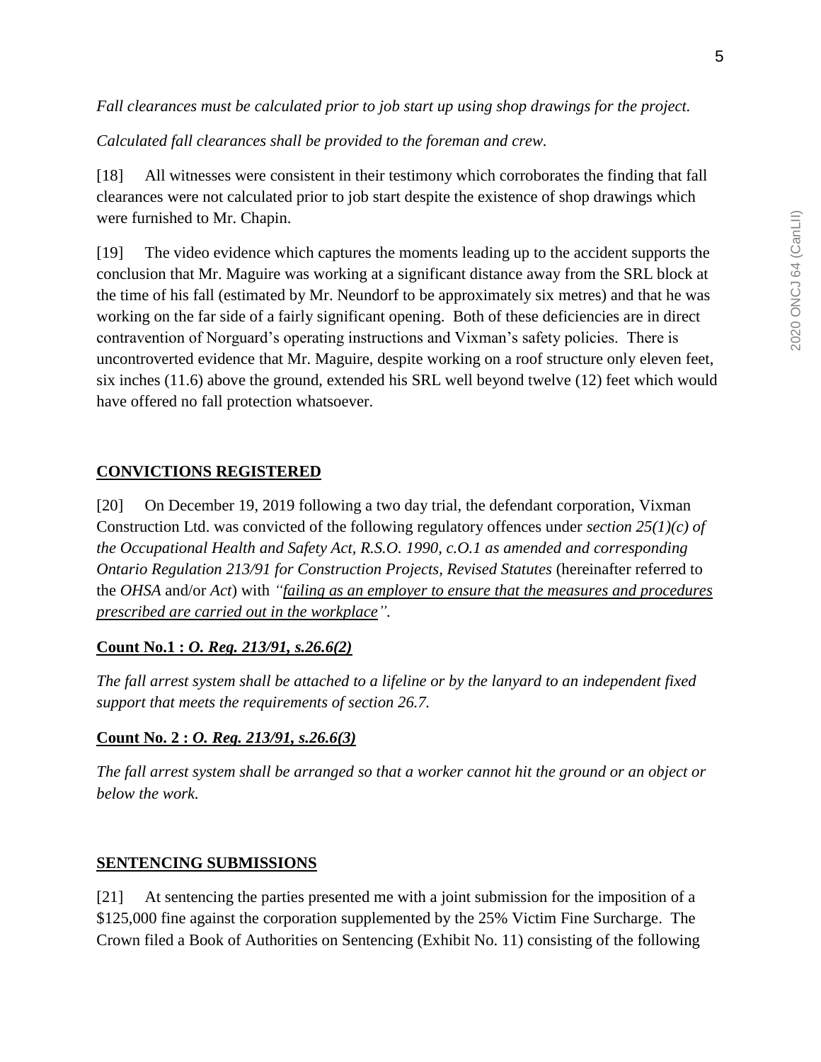*Fall clearances must be calculated prior to job start up using shop drawings for the project.*

*Calculated fall clearances shall be provided to the foreman and crew.*

[18] All witnesses were consistent in their testimony which corroborates the finding that fall clearances were not calculated prior to job start despite the existence of shop drawings which were furnished to Mr. Chapin.

[19] The video evidence which captures the moments leading up to the accident supports the conclusion that Mr. Maguire was working at a significant distance away from the SRL block at the time of his fall (estimated by Mr. Neundorf to be approximately six metres) and that he was working on the far side of a fairly significant opening. Both of these deficiencies are in direct contravention of Norguard's operating instructions and Vixman's safety policies. There is uncontroverted evidence that Mr. Maguire, despite working on a roof structure only eleven feet, six inches (11.6) above the ground, extended his SRL well beyond twelve (12) feet which would have offered no fall protection whatsoever.

## CONVICTIONS REGISTERED

[20] On December 19, 2019 following a two day trial, the defendant corporation, Vixman Construction Ltd. was convicted of the following regulatory offences under *section 25(1)(c) of the Occupational Health and Safety Act, R.S.O. 1990, c.O.1 as amended and corresponding Ontario Regulation 213/91 for Construction Projects, Revised Statutes* (hereinafter referred to the *OHSA* and/or *Act*) with *"failing as an employer to ensure that the measures and procedures prescribed are carried out in the workplace".*

**Count No.1 : *O. Reg. 213/91, s.26.6(2)***

*The fall arrest system shall be attached to a lifeline or by the lanyard to an independent fixed support that meets the requirements of section 26.7.*

**Count No. 2 : *O. Reg. 213/91, s.26.6(3)***

*The fall arrest system shall be arranged so that a worker cannot hit the ground or an object or below the work.*

## SENTENCING SUBMISSIONS

[21] At sentencing the parties presented me with a joint submission for the imposition of a $125,000 fine against the corporation supplemented by the 25% Victim Fine Surcharge. The Crown filed a Book of Authorities on Sentencing (Exhibit No. 11) consisting of the following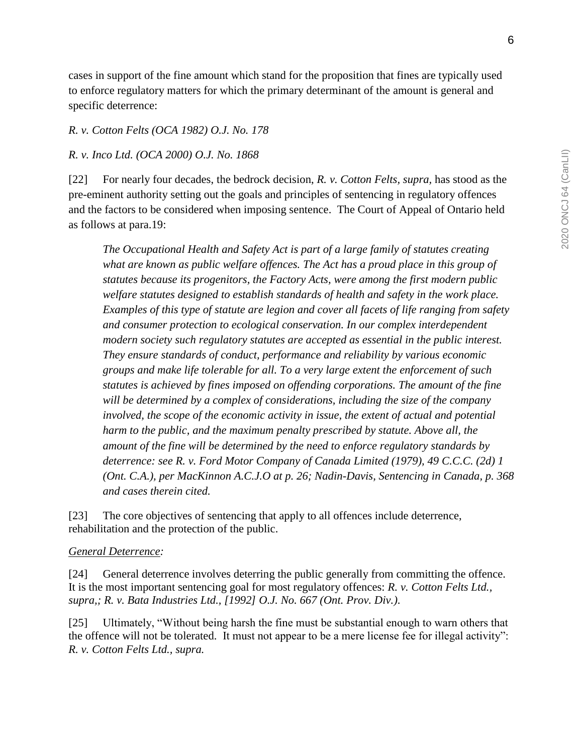cases in support of the fine amount which stand for the proposition that fines are typically used to enforce regulatory matters for which the primary determinant of the amount is general and specific deterrence:

*R. v. Cotton Felts (OCA 1982) O.J. No. 178*

*R. v. Inco Ltd. (OCA 2000) O.J. No. 1868*

[22] For nearly four decades, the bedrock decision, *R. v. Cotton Felts, supra,* has stood as the pre-eminent authority setting out the goals and principles of sentencing in regulatory offences and the factors to be considered when imposing sentence. The Court of Appeal of Ontario held as follows at para.19:

> *The Occupational Health and Safety Act is part of a large family of statutes creating what are known as public welfare offences. The Act has a proud place in this group of statutes because its progenitors, the Factory Acts, were among the first modern public welfare statutes designed to establish standards of health and safety in the work place. Examples of this type of statute are legion and cover all facets of life ranging from safety and consumer protection to ecological conservation. In our complex interdependent modern society such regulatory statutes are accepted as essential in the public interest. They ensure standards of conduct, performance and reliability by various economic groups and make life tolerable for all. To a very large extent the enforcement of such statutes is achieved by fines imposed on offending corporations. The amount of the fine will be determined by a complex of considerations, including the size of the company involved, the scope of the economic activity in issue, the extent of actual and potential harm to the public, and the maximum penalty prescribed by statute. Above all, the amount of the fine will be determined by the need to enforce regulatory standards by deterrence: see R. v. Ford Motor Company of Canada Limited (1979), 49 C.C.C. (2d) 1 (Ont. C.A.), per MacKinnon A.C.J.O at p. 26; Nadin-Davis, Sentencing in Canada, p. 368 and cases therein cited.*

[23] The core objectives of sentencing that apply to all offences include deterrence, rehabilitation and the protection of the public.

*General Deterrence:*

[24] General deterrence involves deterring the public generally from committing the offence. It is the most important sentencing goal for most regulatory offences: *R. v. Cotton Felts Ltd., supra,; R. v. Bata Industries Ltd., [1992] O.J. No. 667 (Ont. Prov. Div.).*

[25] Ultimately, "Without being harsh the fine must be substantial enough to warn others that the offence will not be tolerated. It must not appear to be a mere license fee for illegal activity": *R. v. Cotton Felts Ltd., supra.*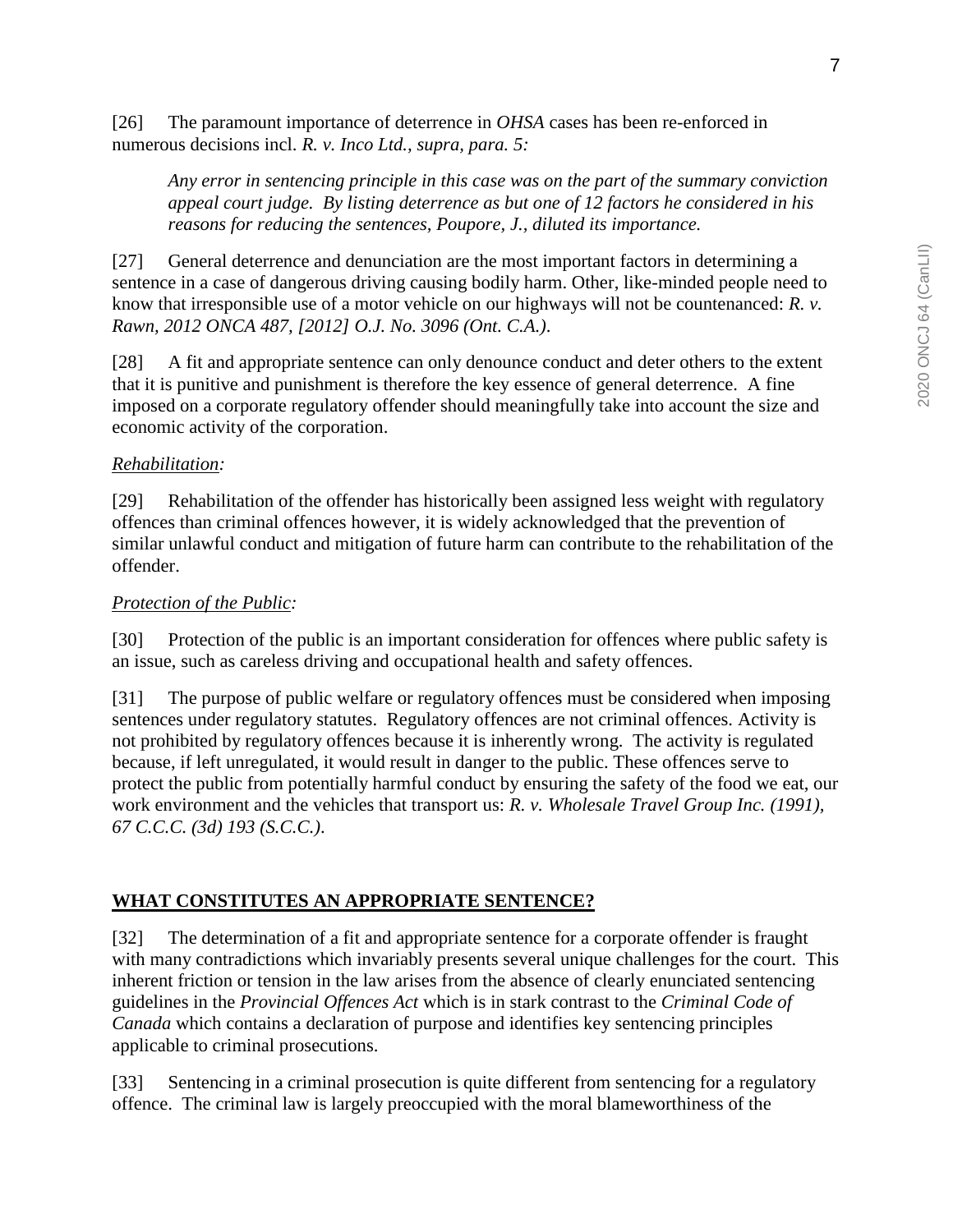[26] The paramount importance of deterrence in *OHSA* cases has been re-enforced in numerous decisions incl. *R. v. Inco Ltd., supra, para. 5:*

> *Any error in sentencing principle in this case was on the part of the summary conviction appeal court judge. By listing deterrence as but one of 12 factors he considered in his reasons for reducing the sentences, Poupore, J., diluted its importance.*

[27] General deterrence and denunciation are the most important factors in determining a sentence in a case of dangerous driving causing bodily harm. Other, like-minded people need to know that irresponsible use of a motor vehicle on our highways will not be countenanced: *R. v. Rawn, 2012 ONCA 487, [2012] O.J. No. 3096 (Ont. C.A.)*.

[28] A fit and appropriate sentence can only denounce conduct and deter others to the extent that it is punitive and punishment is therefore the key essence of general deterrence. A fine imposed on a corporate regulatory offender should meaningfully take into account the size and economic activity of the corporation.

*Rehabilitation:*

[29] Rehabilitation of the offender has historically been assigned less weight with regulatory offences than criminal offences however, it is widely acknowledged that the prevention of similar unlawful conduct and mitigation of future harm can contribute to the rehabilitation of the offender.

*Protection of the Public:*

[30] Protection of the public is an important consideration for offences where public safety is an issue, such as careless driving and occupational health and safety offences.

[31] The purpose of public welfare or regulatory offences must be considered when imposing sentences under regulatory statutes. Regulatory offences are not criminal offences. Activity is not prohibited by regulatory offences because it is inherently wrong. The activity is regulated because, if left unregulated, it would result in danger to the public. These offences serve to protect the public from potentially harmful conduct by ensuring the safety of the food we eat, our work environment and the vehicles that transport us: *R. v. Wholesale Travel Group Inc. (1991), 67 C.C.C. (3d) 193 (S.C.C.)*.

## WHAT CONSTITUTES AN APPROPRIATE SENTENCE?

[32] The determination of a fit and appropriate sentence for a corporate offender is fraught with many contradictions which invariably presents several unique challenges for the court. This inherent friction or tension in the law arises from the absence of clearly enunciated sentencing guidelines in the *Provincial Offences Act* which is in stark contrast to the *Criminal Code of Canada* which contains a declaration of purpose and identifies key sentencing principles applicable to criminal prosecutions.

[33] Sentencing in a criminal prosecution is quite different from sentencing for a regulatory offence. The criminal law is largely preoccupied with the moral blameworthiness of the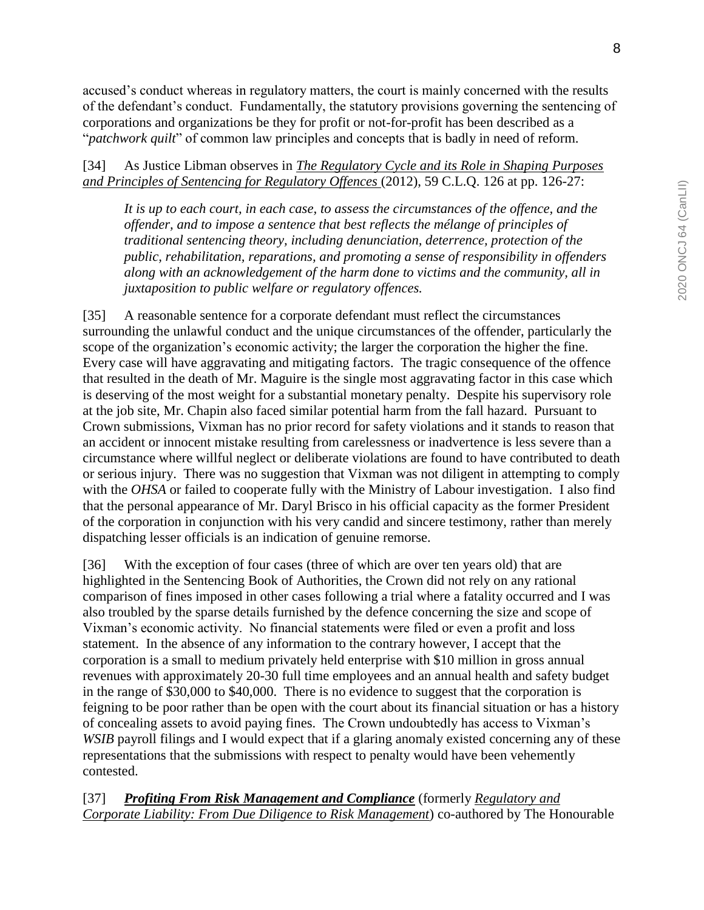accused's conduct whereas in regulatory matters, the court is mainly concerned with the results of the defendant's conduct. Fundamentally, the statutory provisions governing the sentencing of corporations and organizations be they for profit or not-for-profit has been described as a "*patchwork quilt*" of common law principles and concepts that is badly in need of reform.

[34] As Justice Libman observes in *The Regulatory Cycle and its Role in Shaping Purposes and Principles of Sentencing for Regulatory Offences* (2012), 59 C.L.Q. 126 at pp. 126-27:

> *It is up to each court, in each case, to assess the circumstances of the offence, and the offender, and to impose a sentence that best reflects the mélange of principles of traditional sentencing theory, including denunciation, deterrence, protection of the public, rehabilitation, reparations, and promoting a sense of responsibility in offenders along with an acknowledgement of the harm done to victims and the community, all in juxtaposition to public welfare or regulatory offences.*

[35] A reasonable sentence for a corporate defendant must reflect the circumstances surrounding the unlawful conduct and the unique circumstances of the offender, particularly the scope of the organization's economic activity; the larger the corporation the higher the fine. Every case will have aggravating and mitigating factors. The tragic consequence of the offence that resulted in the death of Mr. Maguire is the single most aggravating factor in this case which is deserving of the most weight for a substantial monetary penalty. Despite his supervisory role at the job site, Mr. Chapin also faced similar potential harm from the fall hazard. Pursuant to Crown submissions, Vixman has no prior record for safety violations and it stands to reason that an accident or innocent mistake resulting from carelessness or inadvertence is less severe than a circumstance where willful neglect or deliberate violations are found to have contributed to death or serious injury. There was no suggestion that Vixman was not diligent in attempting to comply with the *OHSA* or failed to cooperate fully with the Ministry of Labour investigation. I also find that the personal appearance of Mr. Daryl Brisco in his official capacity as the former President of the corporation in conjunction with his very candid and sincere testimony, rather than merely dispatching lesser officials is an indication of genuine remorse.

[36] With the exception of four cases (three of which are over ten years old) that are highlighted in the Sentencing Book of Authorities, the Crown did not rely on any rational comparison of fines imposed in other cases following a trial where a fatality occurred and I was also troubled by the sparse details furnished by the defence concerning the size and scope of Vixman's economic activity. No financial statements were filed or even a profit and loss statement. In the absence of any information to the contrary however, I accept that the corporation is a small to medium privately held enterprise with $10 million in gross annual revenues with approximately 20-30 full time employees and an annual health and safety budget in the range of $30,000 to $40,000. There is no evidence to suggest that the corporation is feigning to be poor rather than be open with the court about its financial situation or has a history of concealing assets to avoid paying fines. The Crown undoubtedly has access to Vixman's *WSIB* payroll filings and I would expect that if a glaring anomaly existed concerning any of these representations that the submissions with respect to penalty would have been vehemently contested.

[37] ***Profiting From Risk Management and Compliance*** (formerly *Regulatory and Corporate Liability: From Due Diligence to Risk Management*) co-authored by The Honourable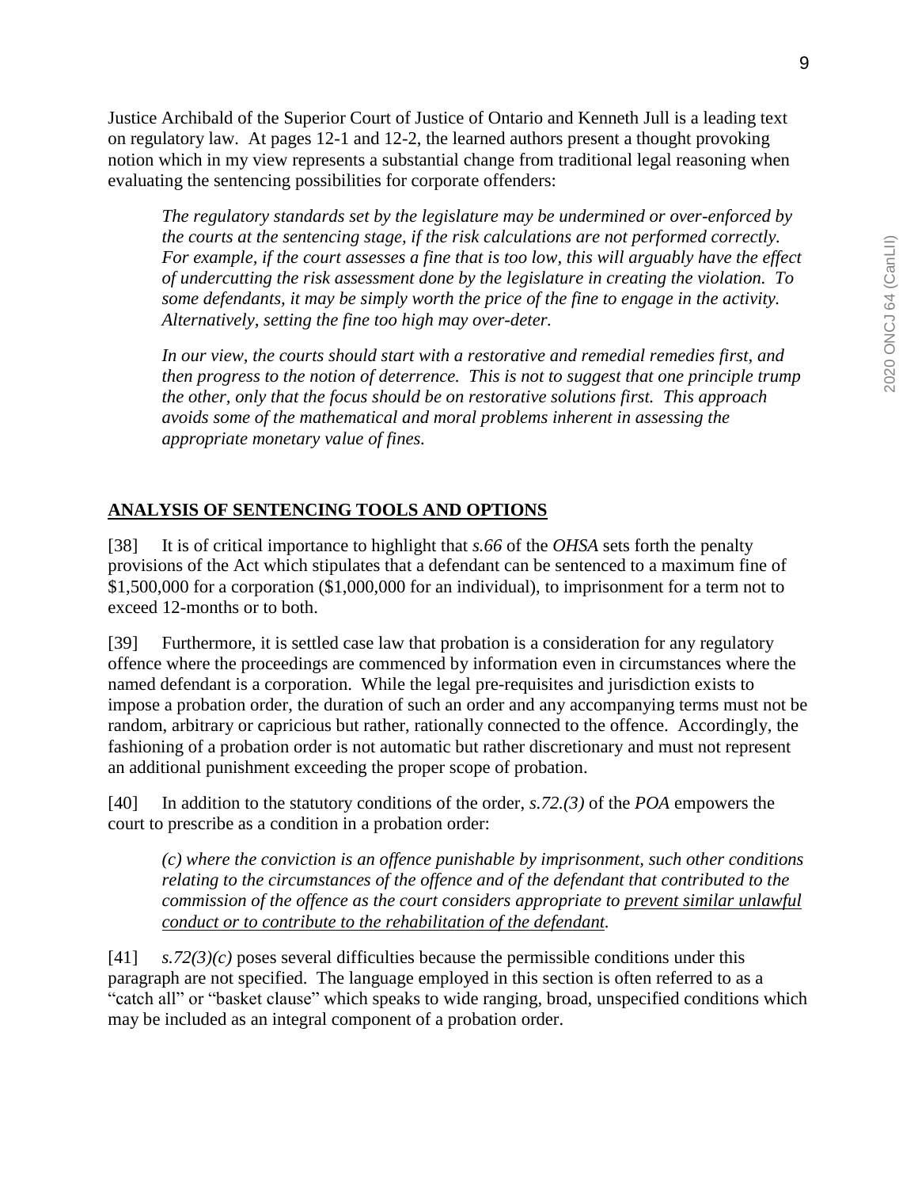Justice Archibald of the Superior Court of Justice of Ontario and Kenneth Jull is a leading text on regulatory law. At pages 12-1 and 12-2, the learned authors present a thought provoking notion which in my view represents a substantial change from traditional legal reasoning when evaluating the sentencing possibilities for corporate offenders:

> *The regulatory standards set by the legislature may be undermined or over-enforced by the courts at the sentencing stage, if the risk calculations are not performed correctly. For example, if the court assesses a fine that is too low, this will arguably have the effect of undercutting the risk assessment done by the legislature in creating the violation. To some defendants, it may be simply worth the price of the fine to engage in the activity. Alternatively, setting the fine too high may over-deter.*
>
> *In our view, the courts should start with a restorative and remedial remedies first, and then progress to the notion of deterrence. This is not to suggest that one principle trump the other, only that the focus should be on restorative solutions first. This approach avoids some of the mathematical and moral problems inherent in assessing the appropriate monetary value of fines.*

## ANALYSIS OF SENTENCING TOOLS AND OPTIONS

[38] It is of critical importance to highlight that *s.66* of the *OHSA* sets forth the penalty provisions of the Act which stipulates that a defendant can be sentenced to a maximum fine of $1,500,000 for a corporation ($1,000,000 for an individual), to imprisonment for a term not to exceed 12-months or to both.

[39] Furthermore, it is settled case law that probation is a consideration for any regulatory offence where the proceedings are commenced by information even in circumstances where the named defendant is a corporation. While the legal pre-requisites and jurisdiction exists to impose a probation order, the duration of such an order and any accompanying terms must not be random, arbitrary or capricious but rather, rationally connected to the offence. Accordingly, the fashioning of a probation order is not automatic but rather discretionary and must not represent an additional punishment exceeding the proper scope of probation.

[40] In addition to the statutory conditions of the order, *s.72.(3)* of the *POA* empowers the court to prescribe as a condition in a probation order:

> *(c) where the conviction is an offence punishable by imprisonment, such other conditions relating to the circumstances of the offence and of the defendant that contributed to the commission of the offence as the court considers appropriate to prevent similar unlawful conduct or to contribute to the rehabilitation of the defendant.*

[41] *s.72(3)(c)* poses several difficulties because the permissible conditions under this paragraph are not specified. The language employed in this section is often referred to as a "catch all" or "basket clause" which speaks to wide ranging, broad, unspecified conditions which may be included as an integral component of a probation order.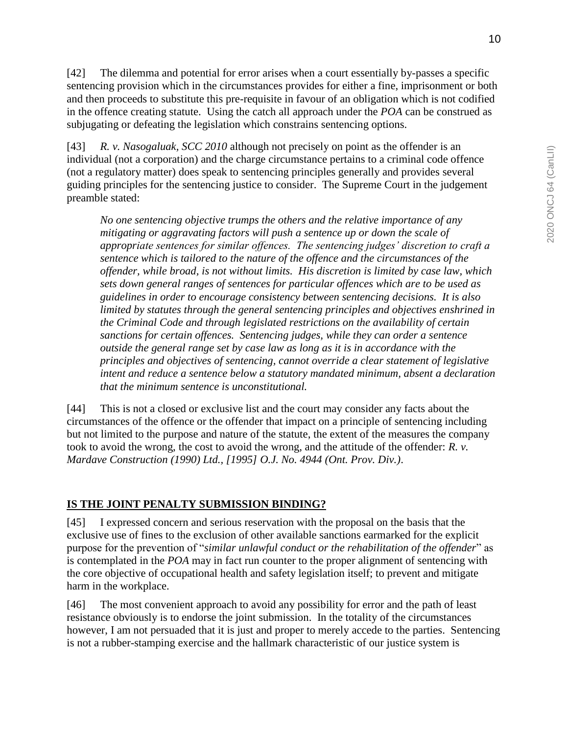[42] The dilemma and potential for error arises when a court essentially by-passes a specific sentencing provision which in the circumstances provides for either a fine, imprisonment or both and then proceeds to substitute this pre-requisite in favour of an obligation which is not codified in the offence creating statute. Using the catch all approach under the *POA* can be construed as subjugating or defeating the legislation which constrains sentencing options.

[43] *R. v. Nasogaluak, SCC 2010* although not precisely on point as the offender is an individual (not a corporation) and the charge circumstance pertains to a criminal code offence (not a regulatory matter) does speak to sentencing principles generally and provides several guiding principles for the sentencing justice to consider. The Supreme Court in the judgement preamble stated:

> *No one sentencing objective trumps the others and the relative importance of any mitigating or aggravating factors will push a sentence up or down the scale of appropriate sentences for similar offences. The sentencing judges' discretion to craft a sentence which is tailored to the nature of the offence and the circumstances of the offender, while broad, is not without limits. His discretion is limited by case law, which sets down general ranges of sentences for particular offences which are to be used as guidelines in order to encourage consistency between sentencing decisions. It is also limited by statutes through the general sentencing principles and objectives enshrined in the Criminal Code and through legislated restrictions on the availability of certain sanctions for certain offences. Sentencing judges, while they can order a sentence outside the general range set by case law as long as it is in accordance with the principles and objectives of sentencing, cannot override a clear statement of legislative intent and reduce a sentence below a statutory mandated minimum, absent a declaration that the minimum sentence is unconstitutional.*

[44] This is not a closed or exclusive list and the court may consider any facts about the circumstances of the offence or the offender that impact on a principle of sentencing including but not limited to the purpose and nature of the statute, the extent of the measures the company took to avoid the wrong, the cost to avoid the wrong, and the attitude of the offender: *R. v. Mardave Construction (1990) Ltd., [1995] O.J. No. 4944 (Ont. Prov. Div.)*.

## IS THE JOINT PENALTY SUBMISSION BINDING?

[45] I expressed concern and serious reservation with the proposal on the basis that the exclusive use of fines to the exclusion of other available sanctions earmarked for the explicit purpose for the prevention of "*similar unlawful conduct or the rehabilitation of the offender*" as is contemplated in the *POA* may in fact run counter to the proper alignment of sentencing with the core objective of occupational health and safety legislation itself; to prevent and mitigate harm in the workplace.

[46] The most convenient approach to avoid any possibility for error and the path of least resistance obviously is to endorse the joint submission. In the totality of the circumstances however, I am not persuaded that it is just and proper to merely accede to the parties. Sentencing is not a rubber-stamping exercise and the hallmark characteristic of our justice system is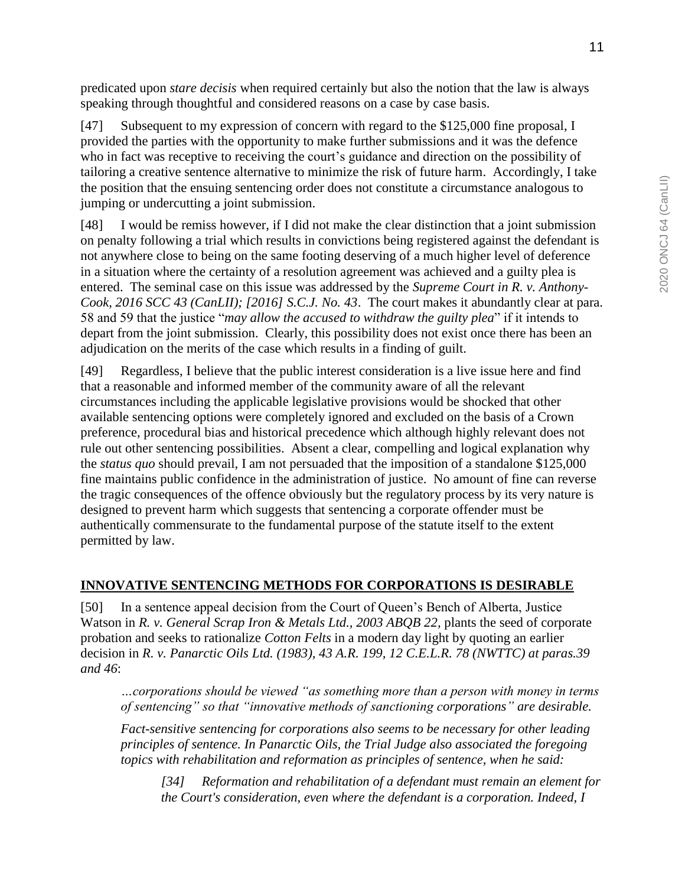predicated upon *stare decisis* when required certainly but also the notion that the law is always speaking through thoughtful and considered reasons on a case by case basis.

[47] Subsequent to my expression of concern with regard to the $125,000 fine proposal, I provided the parties with the opportunity to make further submissions and it was the defence who in fact was receptive to receiving the court's guidance and direction on the possibility of tailoring a creative sentence alternative to minimize the risk of future harm. Accordingly, I take the position that the ensuing sentencing order does not constitute a circumstance analogous to jumping or undercutting a joint submission.

[48] I would be remiss however, if I did not make the clear distinction that a joint submission on penalty following a trial which results in convictions being registered against the defendant is not anywhere close to being on the same footing deserving of a much higher level of deference in a situation where the certainty of a resolution agreement was achieved and a guilty plea is entered. The seminal case on this issue was addressed by the *Supreme Court in R. v. Anthony-Cook, 2016 SCC 43 (CanLII); [2016] S.C.J. No. 43*. The court makes it abundantly clear at para. 58 and 59 that the justice "*may allow the accused to withdraw the guilty plea*" if it intends to depart from the joint submission. Clearly, this possibility does not exist once there has been an adjudication on the merits of the case which results in a finding of guilt.

[49] Regardless, I believe that the public interest consideration is a live issue here and find that a reasonable and informed member of the community aware of all the relevant circumstances including the applicable legislative provisions would be shocked that other available sentencing options were completely ignored and excluded on the basis of a Crown preference, procedural bias and historical precedence which although highly relevant does not rule out other sentencing possibilities. Absent a clear, compelling and logical explanation why the *status quo* should prevail, I am not persuaded that the imposition of a standalone $125,000 fine maintains public confidence in the administration of justice. No amount of fine can reverse the tragic consequences of the offence obviously but the regulatory process by its very nature is designed to prevent harm which suggests that sentencing a corporate offender must be authentically commensurate to the fundamental purpose of the statute itself to the extent permitted by law.

## INNOVATIVE SENTENCING METHODS FOR CORPORATIONS IS DESIRABLE

[50] In a sentence appeal decision from the Court of Queen's Bench of Alberta, Justice Watson in *R. v. General Scrap Iron & Metals Ltd., 2003 ABQB 22,* plants the seed of corporate probation and seeks to rationalize *Cotton Felts* in a modern day light by quoting an earlier decision in *R. v. Panarctic Oils Ltd. (1983), 43 A.R. 199, 12 C.E.L.R. 78 (NWTTC) at paras.39 and 46*:

> *…corporations should be viewed "as something more than a person with money in terms of sentencing" so that "innovative methods of sanctioning corporations" are desirable.*
>
> *Fact-sensitive sentencing for corporations also seems to be necessary for other leading principles of sentence. In Panarctic Oils, the Trial Judge also associated the foregoing topics with rehabilitation and reformation as principles of sentence, when he said:*
>
> > *[34] Reformation and rehabilitation of a defendant must remain an element for the Court's consideration, even where the defendant is a corporation. Indeed, I*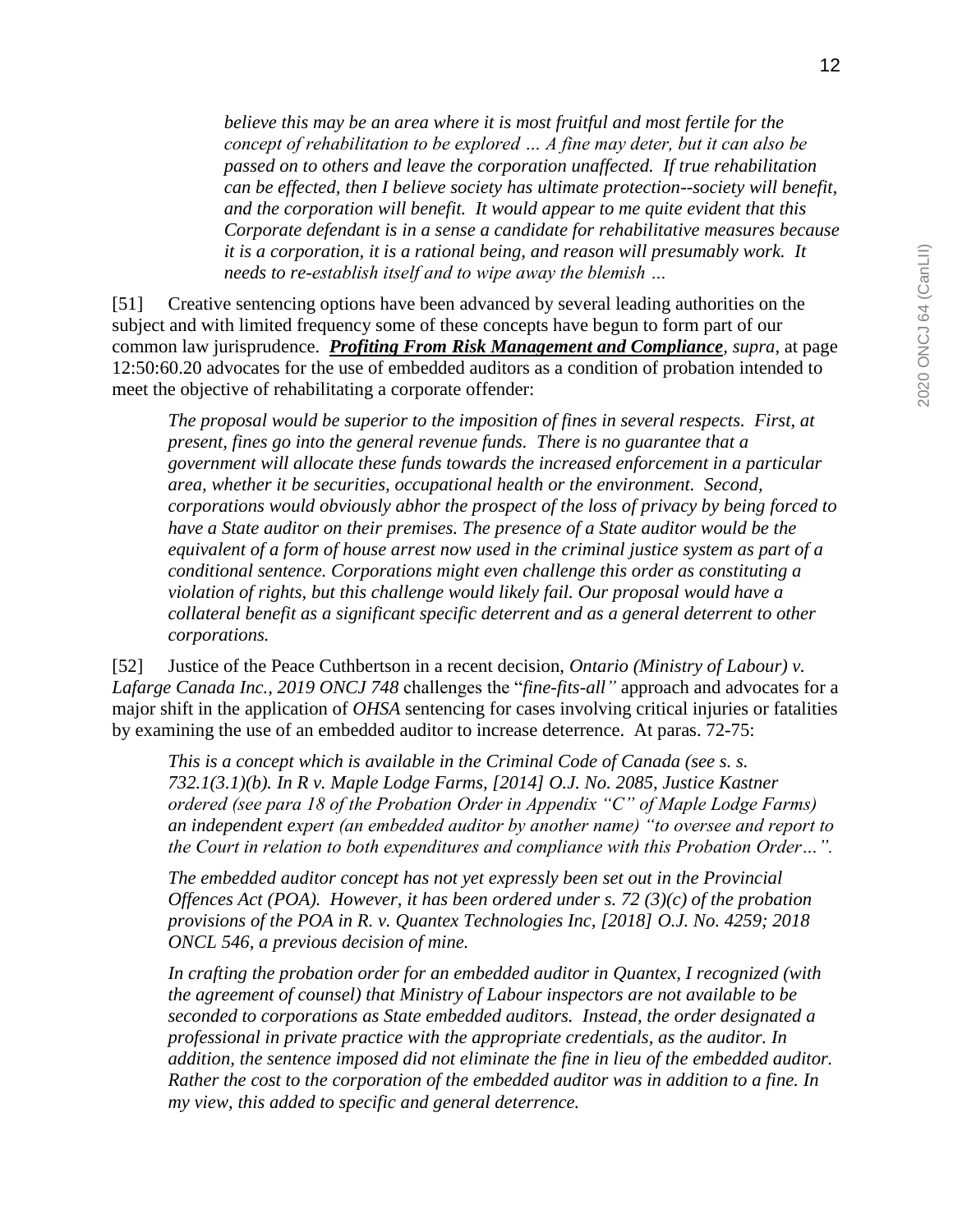*believe this may be an area where it is most fruitful and most fertile for the concept of rehabilitation to be explored … A fine may deter, but it can also be passed on to others and leave the corporation unaffected. If true rehabilitation can be effected, then I believe society has ultimate protection--society will benefit, and the corporation will benefit. It would appear to me quite evident that this Corporate defendant is in a sense a candidate for rehabilitative measures because it is a corporation, it is a rational being, and reason will presumably work. It needs to re-establish itself and to wipe away the blemish …*

[51] Creative sentencing options have been advanced by several leading authorities on the subject and with limited frequency some of these concepts have begun to form part of our common law jurisprudence. ***Profiting From Risk Management and Compliance***, *supra*, at page 12:50:60.20 advocates for the use of embedded auditors as a condition of probation intended to meet the objective of rehabilitating a corporate offender:

> *The proposal would be superior to the imposition of fines in several respects. First, at present, fines go into the general revenue funds. There is no guarantee that a government will allocate these funds towards the increased enforcement in a particular area, whether it be securities, occupational health or the environment. Second, corporations would obviously abhor the prospect of the loss of privacy by being forced to have a State auditor on their premises. The presence of a State auditor would be the equivalent of a form of house arrest now used in the criminal justice system as part of a conditional sentence. Corporations might even challenge this order as constituting a violation of rights, but this challenge would likely fail. Our proposal would have a collateral benefit as a significant specific deterrent and as a general deterrent to other corporations.*

[52] Justice of the Peace Cuthbertson in a recent decision, *Ontario (Ministry of Labour) v. Lafarge Canada Inc., 2019 ONCJ 748* challenges the "*fine-fits-all"* approach and advocates for a major shift in the application of *OHSA* sentencing for cases involving critical injuries or fatalities by examining the use of an embedded auditor to increase deterrence. At paras. 72-75:

> *This is a concept which is available in the Criminal Code of Canada (see s. s. 732.1(3.1)(b). In R v. Maple Lodge Farms, [2014] O.J. No. 2085, Justice Kastner ordered (see para 18 of the Probation Order in Appendix "C" of Maple Lodge Farms) an independent expert (an embedded auditor by another name) "to oversee and report to the Court in relation to both expenditures and compliance with this Probation Order…".*
>
> *The embedded auditor concept has not yet expressly been set out in the Provincial Offences Act (POA). However, it has been ordered under s. 72 (3)(c) of the probation provisions of the POA in R. v. Quantex Technologies Inc, [2018] O.J. No. 4259; 2018 ONCL 546, a previous decision of mine.*
>
> *In crafting the probation order for an embedded auditor in Quantex, I recognized (with the agreement of counsel) that Ministry of Labour inspectors are not available to be seconded to corporations as State embedded auditors. Instead, the order designated a professional in private practice with the appropriate credentials, as the auditor. In addition, the sentence imposed did not eliminate the fine in lieu of the embedded auditor. Rather the cost to the corporation of the embedded auditor was in addition to a fine. In my view, this added to specific and general deterrence.*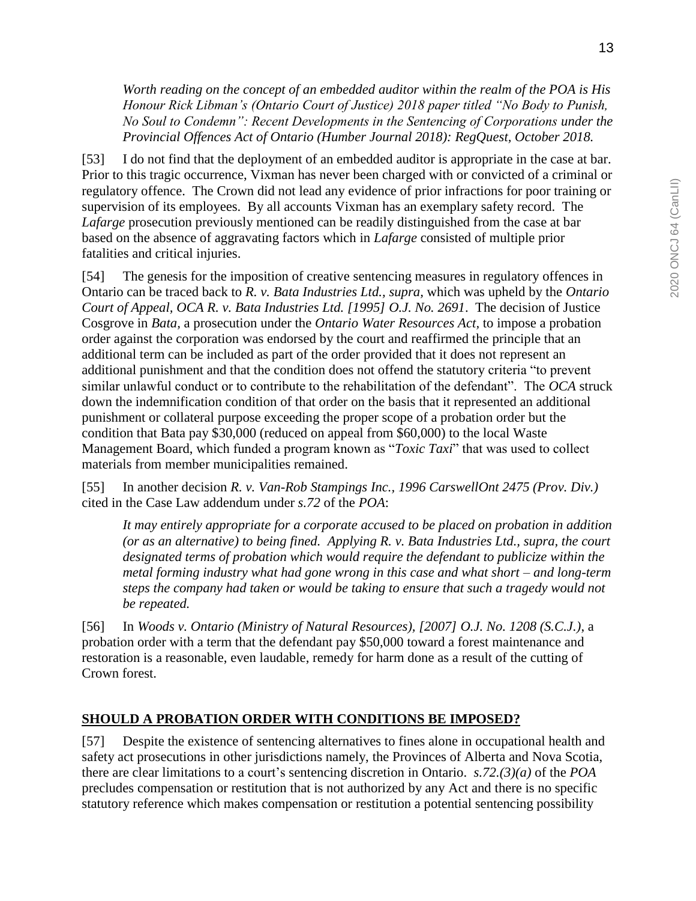*Worth reading on the concept of an embedded auditor within the realm of the POA is His Honour Rick Libman's (Ontario Court of Justice) 2018 paper titled "No Body to Punish, No Soul to Condemn": Recent Developments in the Sentencing of Corporations under the Provincial Offences Act of Ontario (Humber Journal 2018): RegQuest, October 2018.*

[53] I do not find that the deployment of an embedded auditor is appropriate in the case at bar. Prior to this tragic occurrence, Vixman has never been charged with or convicted of a criminal or regulatory offence. The Crown did not lead any evidence of prior infractions for poor training or supervision of its employees. By all accounts Vixman has an exemplary safety record. The *Lafarge* prosecution previously mentioned can be readily distinguished from the case at bar based on the absence of aggravating factors which in *Lafarge* consisted of multiple prior fatalities and critical injuries.

[54] The genesis for the imposition of creative sentencing measures in regulatory offences in Ontario can be traced back to *R. v. Bata Industries Ltd., supra,* which was upheld by the *Ontario Court of Appeal, OCA R. v. Bata Industries Ltd. [1995] O.J. No. 2691.* The decision of Justice Cosgrove in *Bata*, a prosecution under the *Ontario Water Resources Act*, to impose a probation order against the corporation was endorsed by the court and reaffirmed the principle that an additional term can be included as part of the order provided that it does not represent an additional punishment and that the condition does not offend the statutory criteria "to prevent similar unlawful conduct or to contribute to the rehabilitation of the defendant". The *OCA* struck down the indemnification condition of that order on the basis that it represented an additional punishment or collateral purpose exceeding the proper scope of a probation order but the condition that Bata pay $30,000 (reduced on appeal from $60,000) to the local Waste Management Board, which funded a program known as "*Toxic Taxi*" that was used to collect materials from member municipalities remained.

[55] In another decision *R. v. Van-Rob Stampings Inc., 1996 CarswellOnt 2475 (Prov. Div.)* cited in the Case Law addendum under *s.72* of the *POA*:

*It may entirely appropriate for a corporate accused to be placed on probation in addition (or as an alternative) to being fined. Applying R. v. Bata Industries Ltd., supra, the court designated terms of probation which would require the defendant to publicize within the metal forming industry what had gone wrong in this case and what short – and long-term steps the company had taken or would be taking to ensure that such a tragedy would not be repeated.*

[56] In *Woods v. Ontario (Ministry of Natural Resources), [2007] O.J. No. 1208 (S.C.J.)*, a probation order with a term that the defendant pay $50,000 toward a forest maintenance and restoration is a reasonable, even laudable, remedy for harm done as a result of the cutting of Crown forest.

## SHOULD A PROBATION ORDER WITH CONDITIONS BE IMPOSED?

[57] Despite the existence of sentencing alternatives to fines alone in occupational health and safety act prosecutions in other jurisdictions namely, the Provinces of Alberta and Nova Scotia, there are clear limitations to a court's sentencing discretion in Ontario. *s.72.(3)(a)* of the *POA* precludes compensation or restitution that is not authorized by any Act and there is no specific statutory reference which makes compensation or restitution a potential sentencing possibility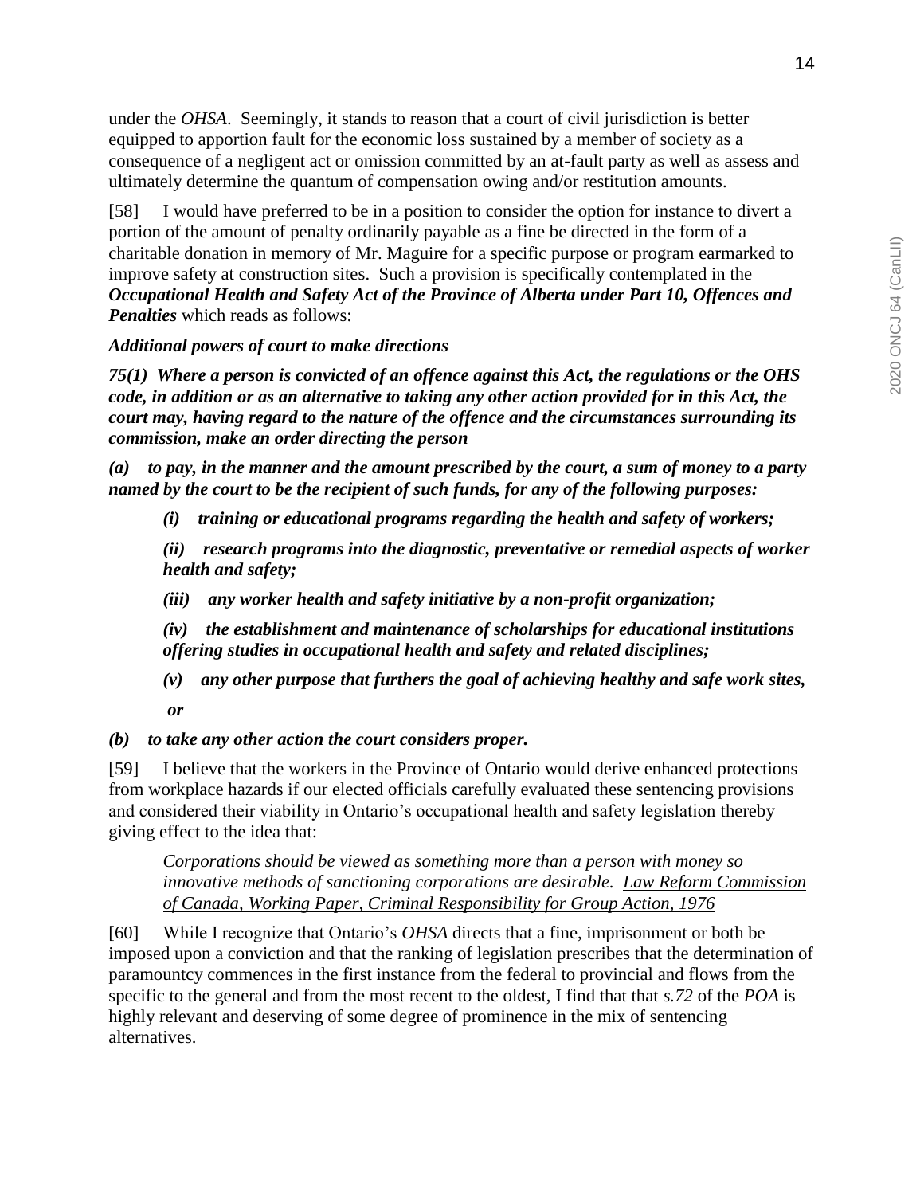under the *OHSA*. Seemingly, it stands to reason that a court of civil jurisdiction is better equipped to apportion fault for the economic loss sustained by a member of society as a consequence of a negligent act or omission committed by an at-fault party as well as assess and ultimately determine the quantum of compensation owing and/or restitution amounts.

[58] I would have preferred to be in a position to consider the option for instance to divert a portion of the amount of penalty ordinarily payable as a fine be directed in the form of a charitable donation in memory of Mr. Maguire for a specific purpose or program earmarked to improve safety at construction sites. Such a provision is specifically contemplated in the ***Occupational Health and Safety Act of the Province of Alberta under Part 10, Offences and Penalties*** which reads as follows:

***Additional powers of court to make directions***

***75(1) Where a person is convicted of an offence against this Act, the regulations or the OHS code, in addition or as an alternative to taking any other action provided for in this Act, the court may, having regard to the nature of the offence and the circumstances surrounding its commission, make an order directing the person***

***(a) to pay, in the manner and the amount prescribed by the court, a sum of money to a party named by the court to be the recipient of such funds, for any of the following purposes:***

> ***(i) training or educational programs regarding the health and safety of workers;***
>
> ***(ii) research programs into the diagnostic, preventative or remedial aspects of worker health and safety;***
>
> ***(iii) any worker health and safety initiative by a non-profit organization;***
>
> ***(iv) the establishment and maintenance of scholarships for educational institutions offering studies in occupational health and safety and related disciplines;***
>
> ***(v) any other purpose that furthers the goal of achieving healthy and safe work sites,***
>
> ***or***

***(b) to take any other action the court considers proper.***

[59] I believe that the workers in the Province of Ontario would derive enhanced protections from workplace hazards if our elected officials carefully evaluated these sentencing provisions and considered their viability in Ontario's occupational health and safety legislation thereby giving effect to the idea that:

> *Corporations should be viewed as something more than a person with money so innovative methods of sanctioning corporations are desirable.* Law Reform Commission of Canada, Working Paper, Criminal Responsibility for Group Action, 1976

[60] While I recognize that Ontario's *OHSA* directs that a fine, imprisonment or both be imposed upon a conviction and that the ranking of legislation prescribes that the determination of paramountcy commences in the first instance from the federal to provincial and flows from the specific to the general and from the most recent to the oldest, I find that that *s.72* of the *POA* is highly relevant and deserving of some degree of prominence in the mix of sentencing alternatives.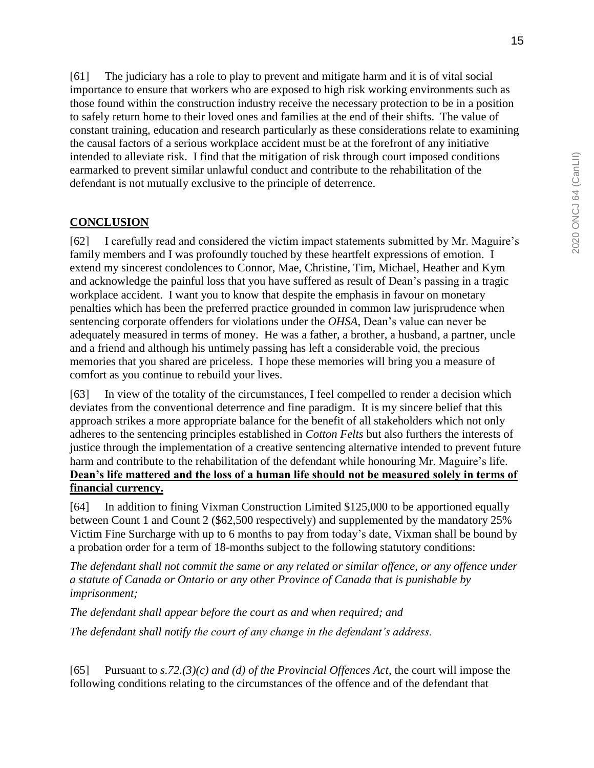[61] The judiciary has a role to play to prevent and mitigate harm and it is of vital social importance to ensure that workers who are exposed to high risk working environments such as those found within the construction industry receive the necessary protection to be in a position to safely return home to their loved ones and families at the end of their shifts. The value of constant training, education and research particularly as these considerations relate to examining the causal factors of a serious workplace accident must be at the forefront of any initiative intended to alleviate risk. I find that the mitigation of risk through court imposed conditions earmarked to prevent similar unlawful conduct and contribute to the rehabilitation of the defendant is not mutually exclusive to the principle of deterrence.

## CONCLUSION

[62] I carefully read and considered the victim impact statements submitted by Mr. Maguire's family members and I was profoundly touched by these heartfelt expressions of emotion. I extend my sincerest condolences to Connor, Mae, Christine, Tim, Michael, Heather and Kym and acknowledge the painful loss that you have suffered as result of Dean's passing in a tragic workplace accident. I want you to know that despite the emphasis in favour on monetary penalties which has been the preferred practice grounded in common law jurisprudence when sentencing corporate offenders for violations under the *OHSA*, Dean's value can never be adequately measured in terms of money. He was a father, a brother, a husband, a partner, uncle and a friend and although his untimely passing has left a considerable void, the precious memories that you shared are priceless. I hope these memories will bring you a measure of comfort as you continue to rebuild your lives.

[63] In view of the totality of the circumstances, I feel compelled to render a decision which deviates from the conventional deterrence and fine paradigm. It is my sincere belief that this approach strikes a more appropriate balance for the benefit of all stakeholders which not only adheres to the sentencing principles established in *Cotton Felts* but also furthers the interests of justice through the implementation of a creative sentencing alternative intended to prevent future harm and contribute to the rehabilitation of the defendant while honouring Mr. Maguire's life. **Dean's life mattered and the loss of a human life should not be measured solely in terms of financial currency.**

[64] In addition to fining Vixman Construction Limited $125,000 to be apportioned equally between Count 1 and Count 2 ($62,500 respectively) and supplemented by the mandatory 25% Victim Fine Surcharge with up to 6 months to pay from today's date, Vixman shall be bound by a probation order for a term of 18-months subject to the following statutory conditions:

*The defendant shall not commit the same or any related or similar offence, or any offence under a statute of Canada or Ontario or any other Province of Canada that is punishable by imprisonment;*

*The defendant shall appear before the court as and when required; and*

*The defendant shall notify the court of any change in the defendant's address.*

[65] Pursuant to *s.72.(3)(c) and (d) of the Provincial Offences Act*, the court will impose the following conditions relating to the circumstances of the offence and of the defendant that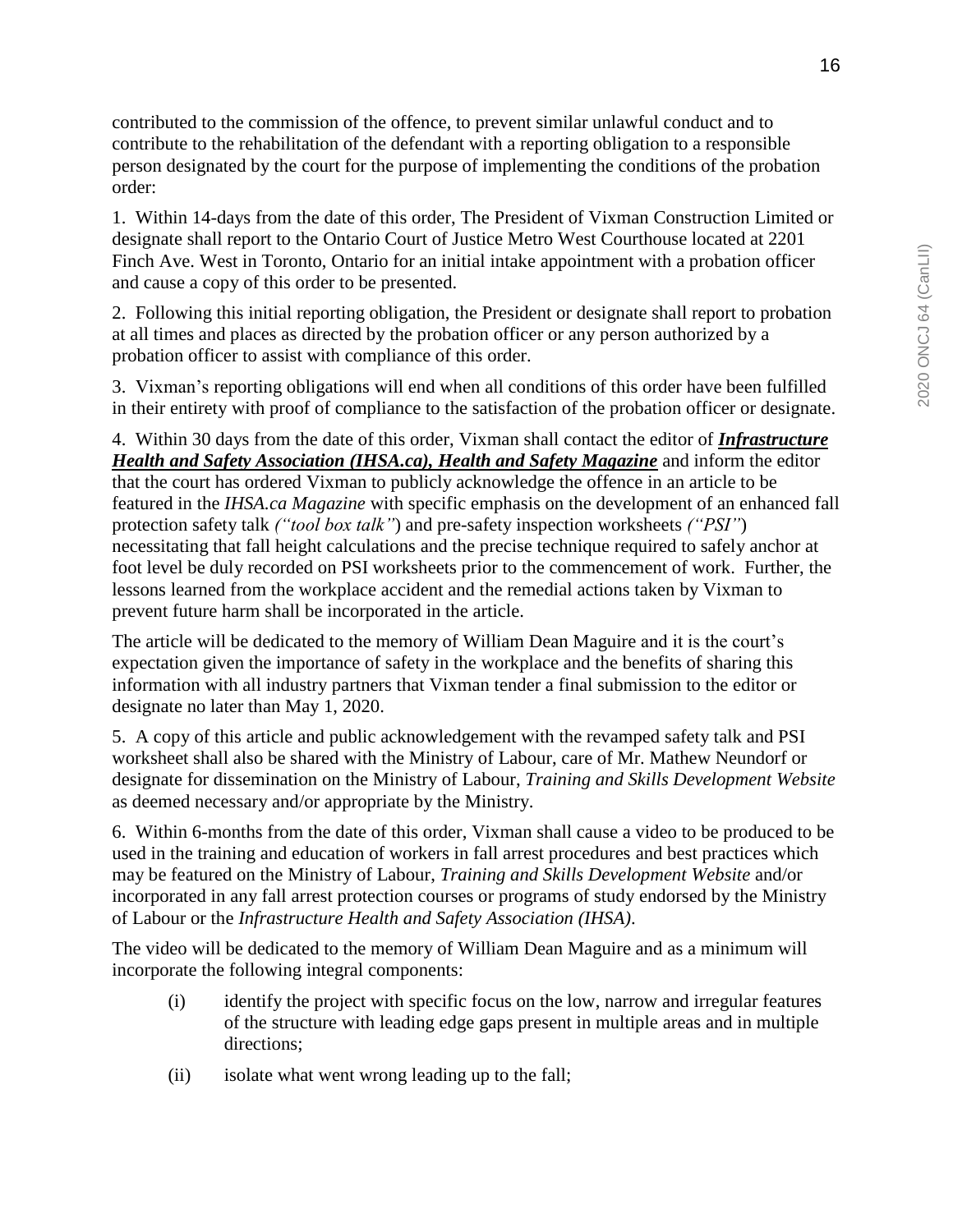contributed to the commission of the offence, to prevent similar unlawful conduct and to contribute to the rehabilitation of the defendant with a reporting obligation to a responsible person designated by the court for the purpose of implementing the conditions of the probation order:

1. Within 14-days from the date of this order, The President of Vixman Construction Limited or designate shall report to the Ontario Court of Justice Metro West Courthouse located at 2201 Finch Ave. West in Toronto, Ontario for an initial intake appointment with a probation officer and cause a copy of this order to be presented.

2. Following this initial reporting obligation, the President or designate shall report to probation at all times and places as directed by the probation officer or any person authorized by a probation officer to assist with compliance of this order.

3. Vixman's reporting obligations will end when all conditions of this order have been fulfilled in their entirety with proof of compliance to the satisfaction of the probation officer or designate.

4. Within 30 days from the date of this order, Vixman shall contact the editor of ***Infrastructure Health and Safety Association (IHSA.ca), Health and Safety Magazine*** and inform the editor that the court has ordered Vixman to publicly acknowledge the offence in an article to be featured in the *IHSA.ca Magazine* with specific emphasis on the development of an enhanced fall protection safety talk *("tool box talk"*) and pre-safety inspection worksheets *("PSI"*) necessitating that fall height calculations and the precise technique required to safely anchor at foot level be duly recorded on PSI worksheets prior to the commencement of work. Further, the lessons learned from the workplace accident and the remedial actions taken by Vixman to prevent future harm shall be incorporated in the article.

The article will be dedicated to the memory of William Dean Maguire and it is the court's expectation given the importance of safety in the workplace and the benefits of sharing this information with all industry partners that Vixman tender a final submission to the editor or designate no later than May 1, 2020.

5. A copy of this article and public acknowledgement with the revamped safety talk and PSI worksheet shall also be shared with the Ministry of Labour, care of Mr. Mathew Neundorf or designate for dissemination on the Ministry of Labour, *Training and Skills Development Website* as deemed necessary and/or appropriate by the Ministry.

6. Within 6-months from the date of this order, Vixman shall cause a video to be produced to be used in the training and education of workers in fall arrest procedures and best practices which may be featured on the Ministry of Labour, *Training and Skills Development Website* and/or incorporated in any fall arrest protection courses or programs of study endorsed by the Ministry of Labour or the *Infrastructure Health and Safety Association (IHSA)*.

The video will be dedicated to the memory of William Dean Maguire and as a minimum will incorporate the following integral components:

(i) identify the project with specific focus on the low, narrow and irregular features of the structure with leading edge gaps present in multiple areas and in multiple directions;

(ii) isolate what went wrong leading up to the fall;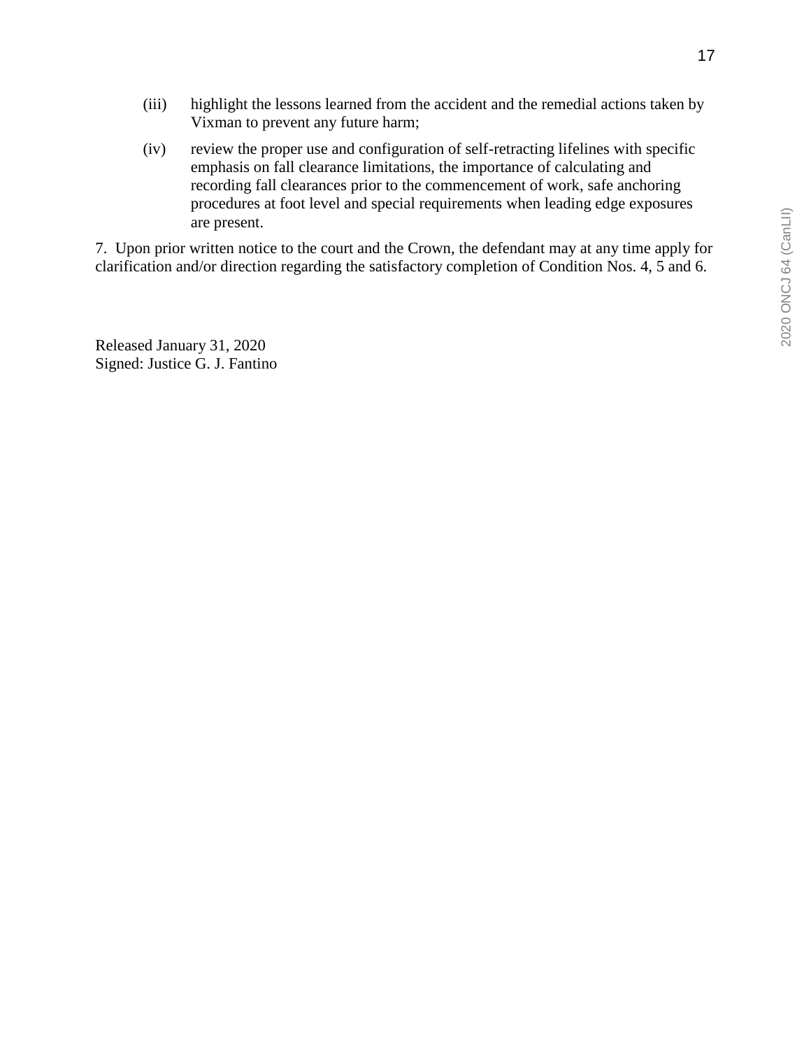(iii) highlight the lessons learned from the accident and the remedial actions taken by Vixman to prevent any future harm;

(iv) review the proper use and configuration of self-retracting lifelines with specific emphasis on fall clearance limitations, the importance of calculating and recording fall clearances prior to the commencement of work, safe anchoring procedures at foot level and special requirements when leading edge exposures are present.

7. Upon prior written notice to the court and the Crown, the defendant may at any time apply for clarification and/or direction regarding the satisfactory completion of Condition Nos. 4, 5 and 6.

Released January 31, 2020
Signed: Justice G. J. Fantino